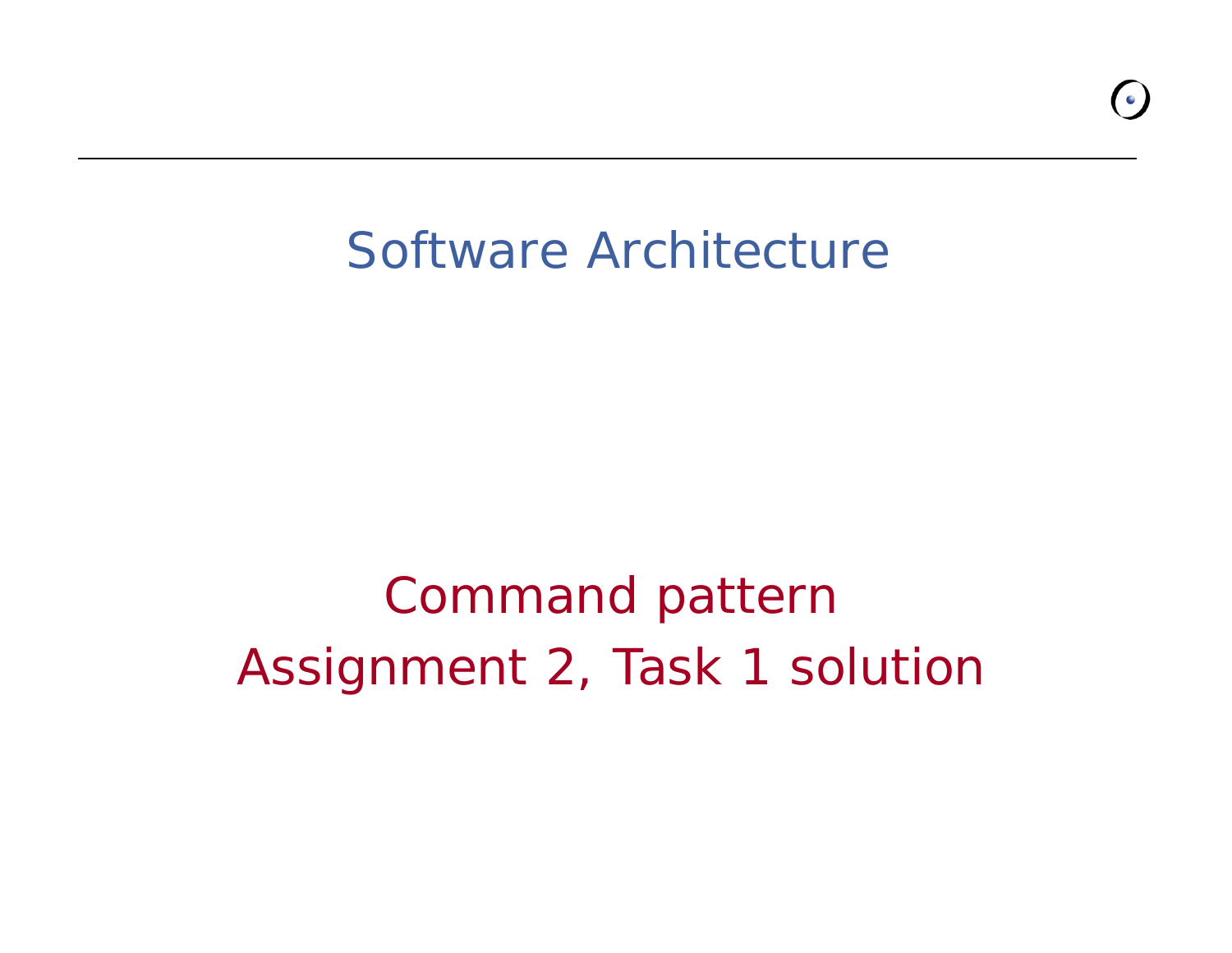# Software Architecture

## Command pattern
## Assignment 2, Task 1 solution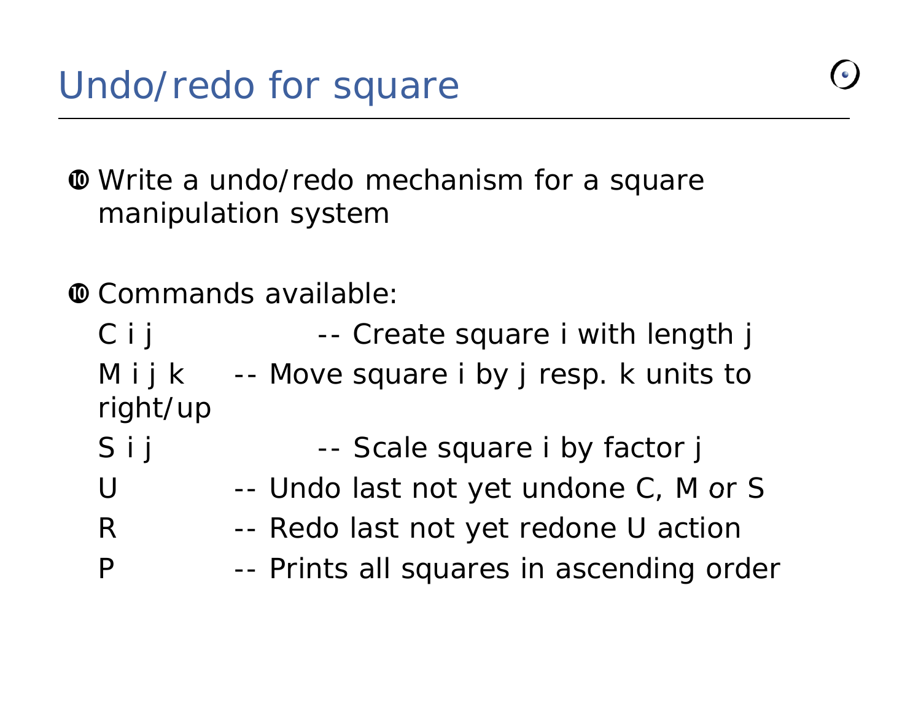# Undo/redo for square

- Write a undo/redo mechanism for a square manipulation system

- Commands available:

```
C i j        -- Create square i with length j
M i j k      -- Move square i by j resp. k units to right/up
S i j        -- Scale square i by factor j
U            -- Undo last not yet undone C, M or S
R            -- Redo last not yet redone U action
P            -- Prints all squares in ascending order
```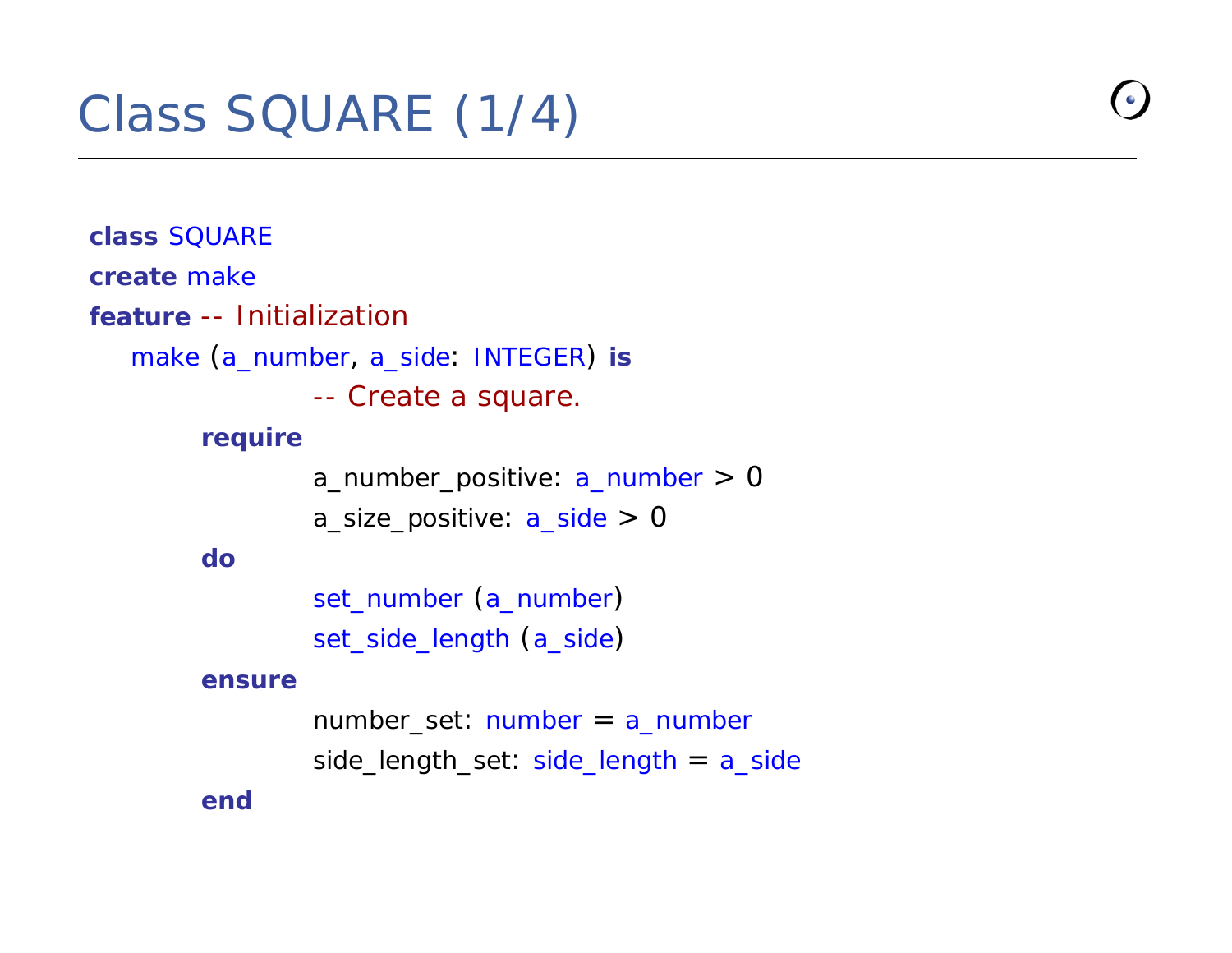# Class SQUARE (1/4)

```
class SQUARE
create make
feature -- Initialization
    make (a_number, a_side: INTEGER) is
                    -- Create a square.
        require
                    a_number_positive: a_number > 0
                    a_size_positive: a_side > 0
        do
                    set_number (a_number)
                    set_side_length (a_side)
        ensure
                    number_set: number = a_number
                    side_length_set: side_length = a_side
        end
```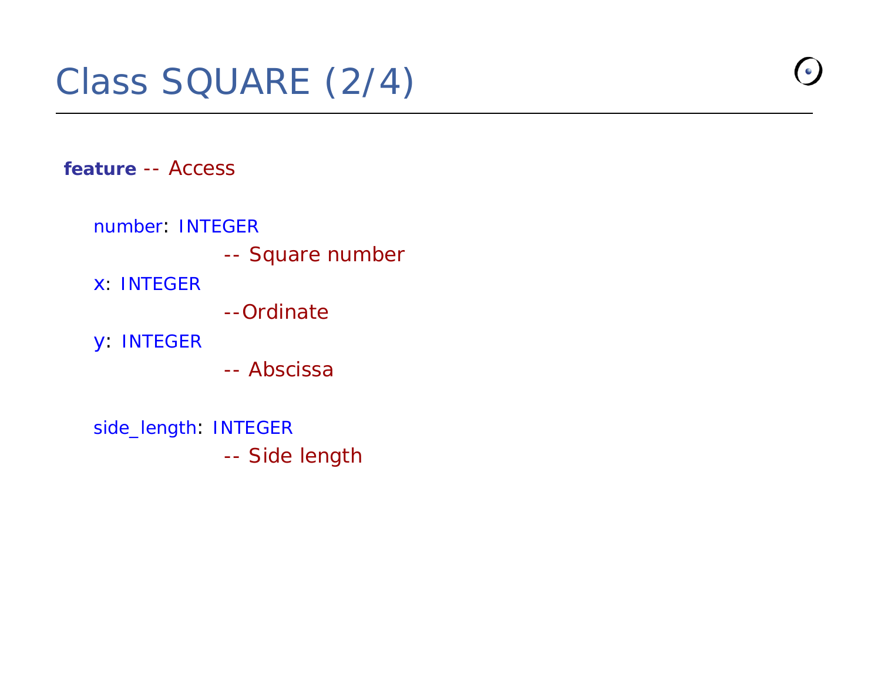# Class SQUARE (2/4)

```
feature -- Access

    number: INTEGER
                -- Square number
    x: INTEGER
                --Ordinate
    y: INTEGER
                -- Abscissa

    side_length: INTEGER
                -- Side length
```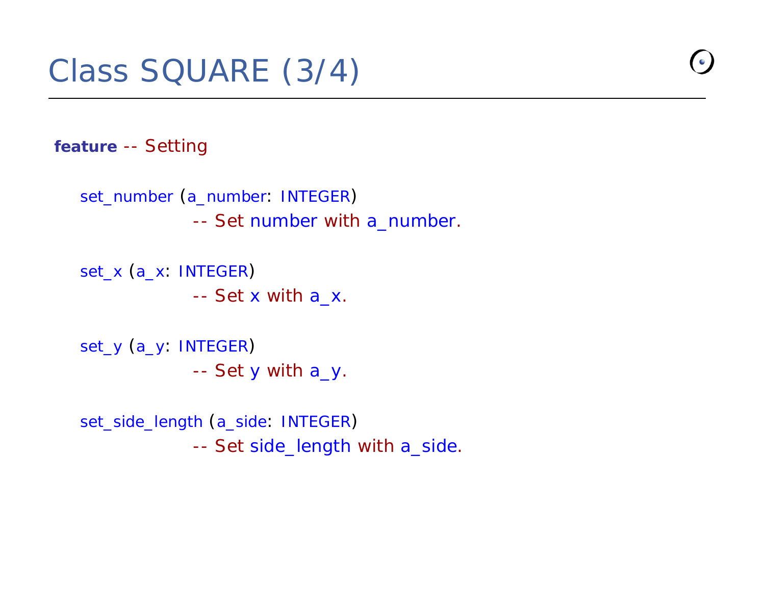# Class SQUARE (3/4)

```
feature -- Setting

    set_number (a_number: INTEGER)
            -- Set number with a_number.

    set_x (a_x: INTEGER)
            -- Set x with a_x.

    set_y (a_y: INTEGER)
            -- Set y with a_y.

    set_side_length (a_side: INTEGER)
            -- Set side_length with a_side.
```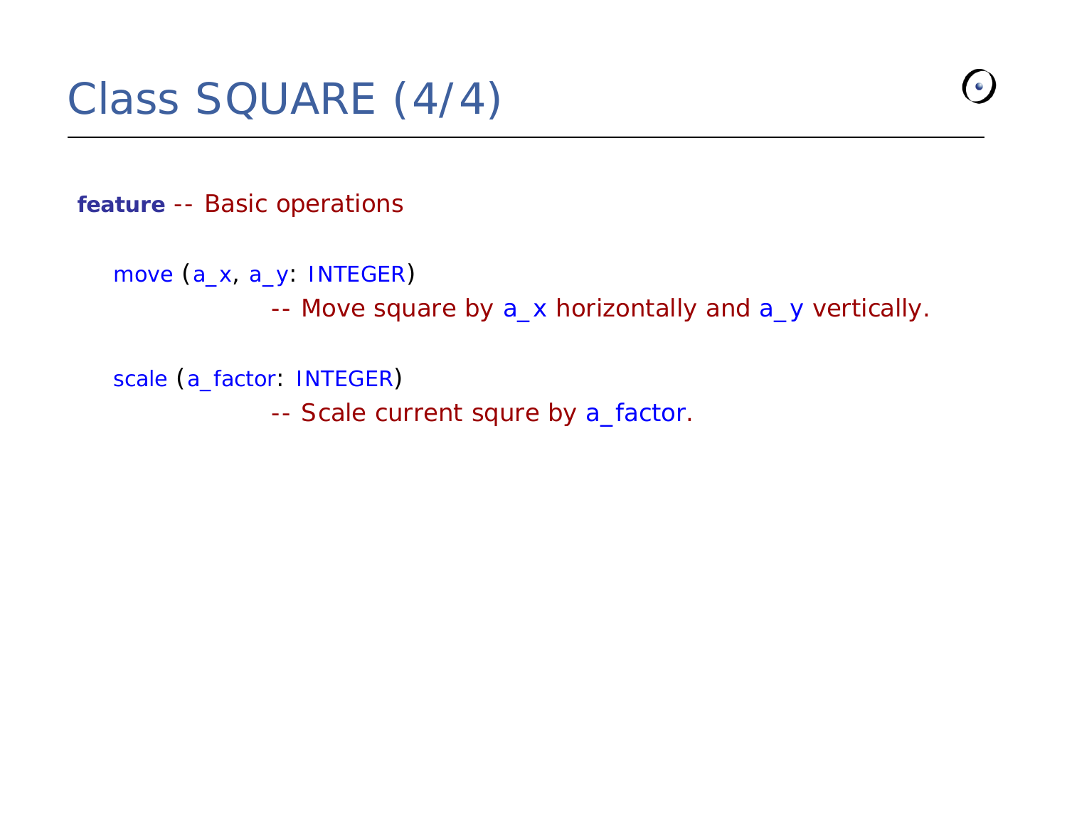# Class SQUARE (4/4)

```
feature -- Basic operations

    move (a_x, a_y: INTEGER)
            -- Move square by a_x horizontally and a_y vertically.

    scale (a_factor: INTEGER)
            -- Scale current squre by a_factor.
```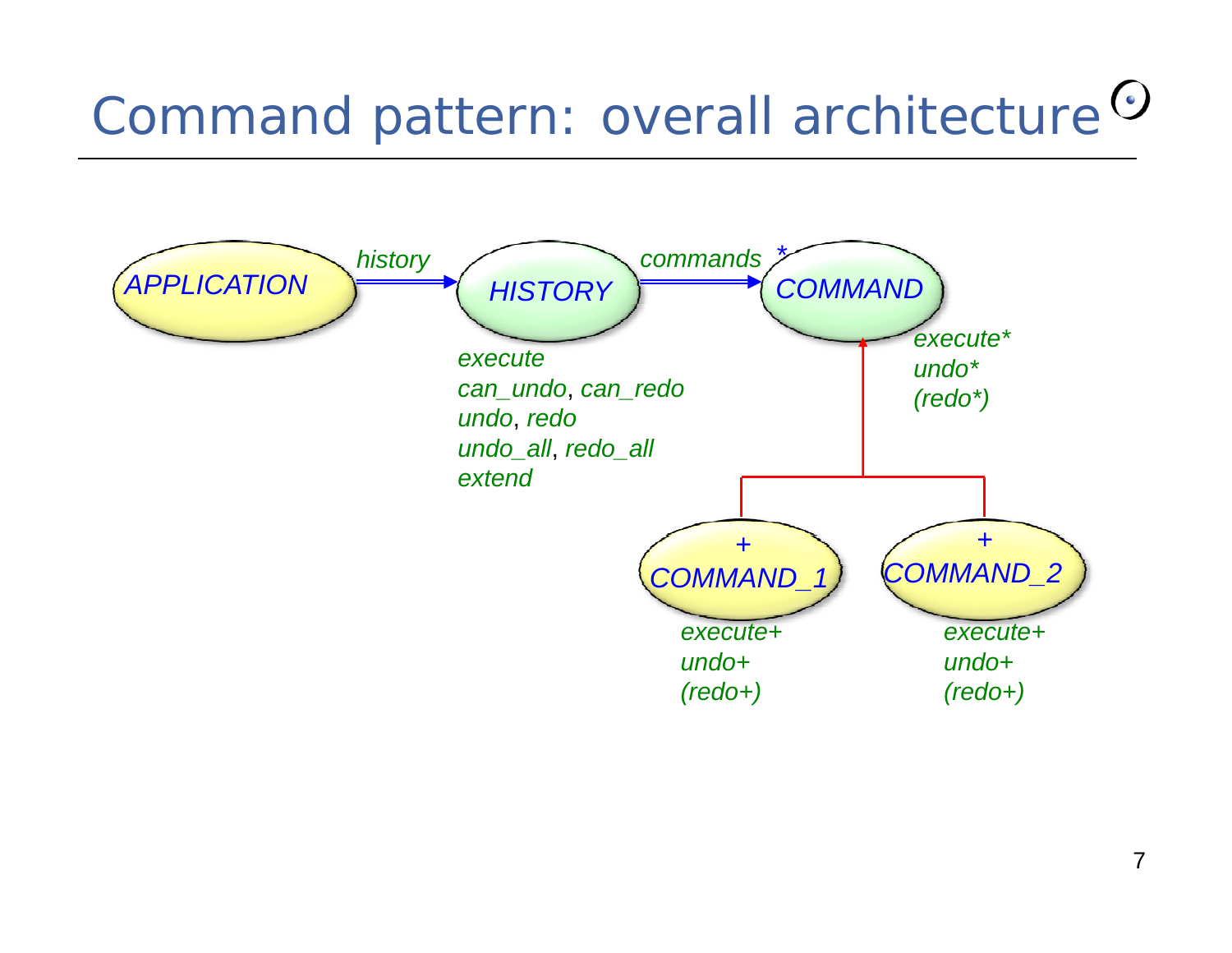# Command pattern: overall architecture

*APPLICATION* —*history*→ *HISTORY* —*commands* *→ *COMMAND*

*HISTORY*:
*execute*
*can_undo*, *can_redo*
*undo*, *redo*
*undo_all*, *redo_all*
*extend*

*COMMAND*:
*execute**
*undo**
*(redo*)*

*COMMAND_1* (+) inherits from *COMMAND*:
*execute+*
*undo+*
*(redo+)*

*COMMAND_2* (+) inherits from *COMMAND*:
*execute+*
*undo+*
*(redo+)*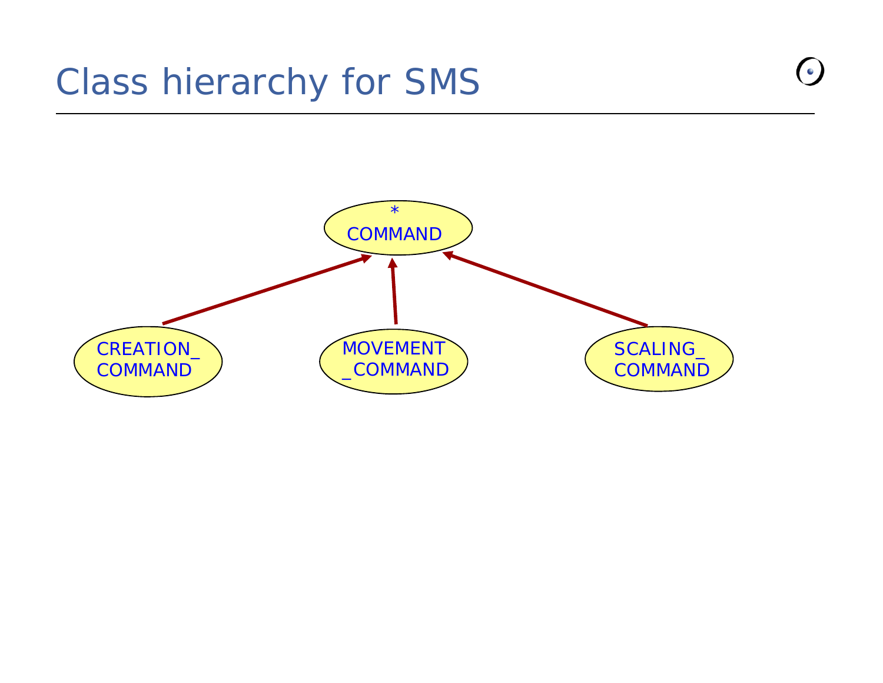# Class hierarchy for SMS

*
COMMAND

CREATION_
COMMAND

MOVEMENT
_COMMAND

SCALING_
COMMAND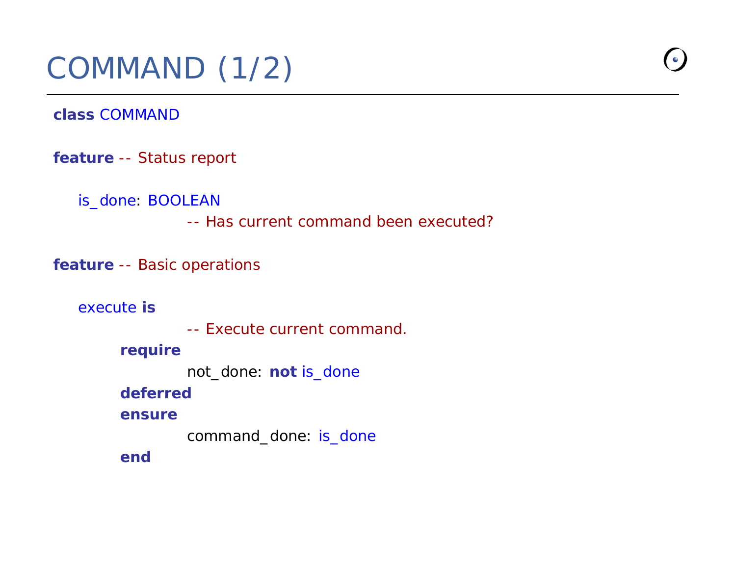# COMMAND (1/2)

```
class COMMAND

feature -- Status report

    is_done: BOOLEAN
                -- Has current command been executed?

feature -- Basic operations

    execute is
                -- Execute current command.
        require
                not_done: not is_done
        deferred
        ensure
                command_done: is_done
        end
```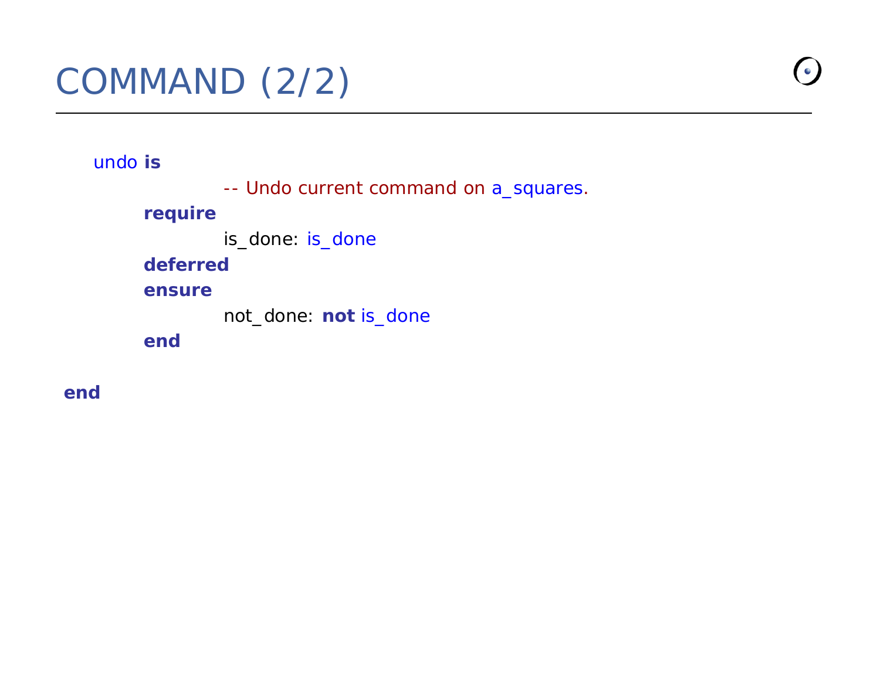# COMMAND (2/2)

```
    undo is
                -- Undo current command on a_squares.
        require
                is_done: is_done
        deferred
        ensure
                not_done: not is_done
        end

end
```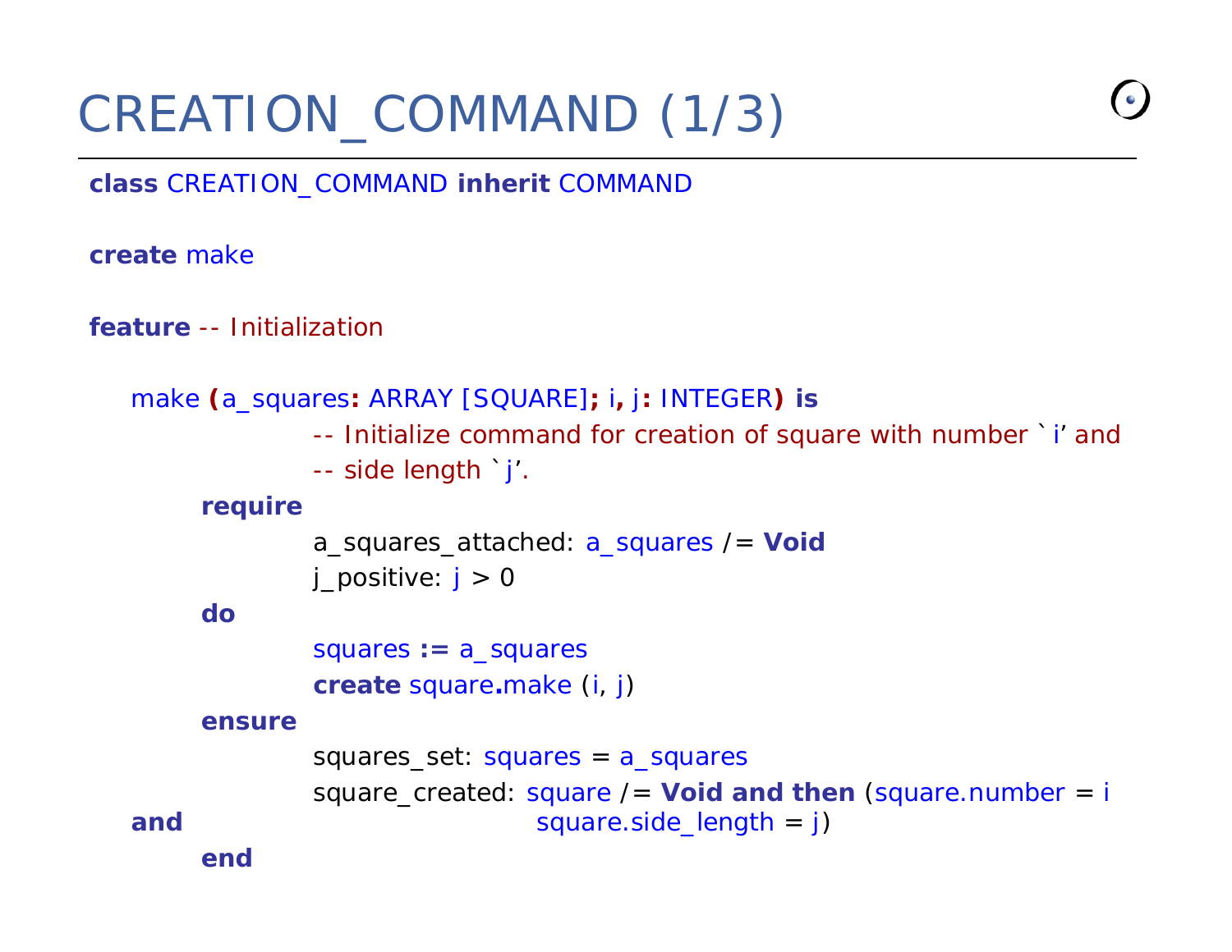# CREATION_COMMAND (1/3)

```
class CREATION_COMMAND inherit COMMAND

create make

feature -- Initialization

    make (a_squares: ARRAY [SQUARE]; i, j: INTEGER) is
                -- Initialize command for creation of square with number `i' and
                -- side length `j'.
        require
                a_squares_attached: a_squares /= Void
                j_positive: j > 0
        do
                squares := a_squares
                create square.make (i, j)
        ensure
                squares_set: squares = a_squares
                square_created: square /= Void and then (square.number = i
    and                                  square.side_length = j)
        end
```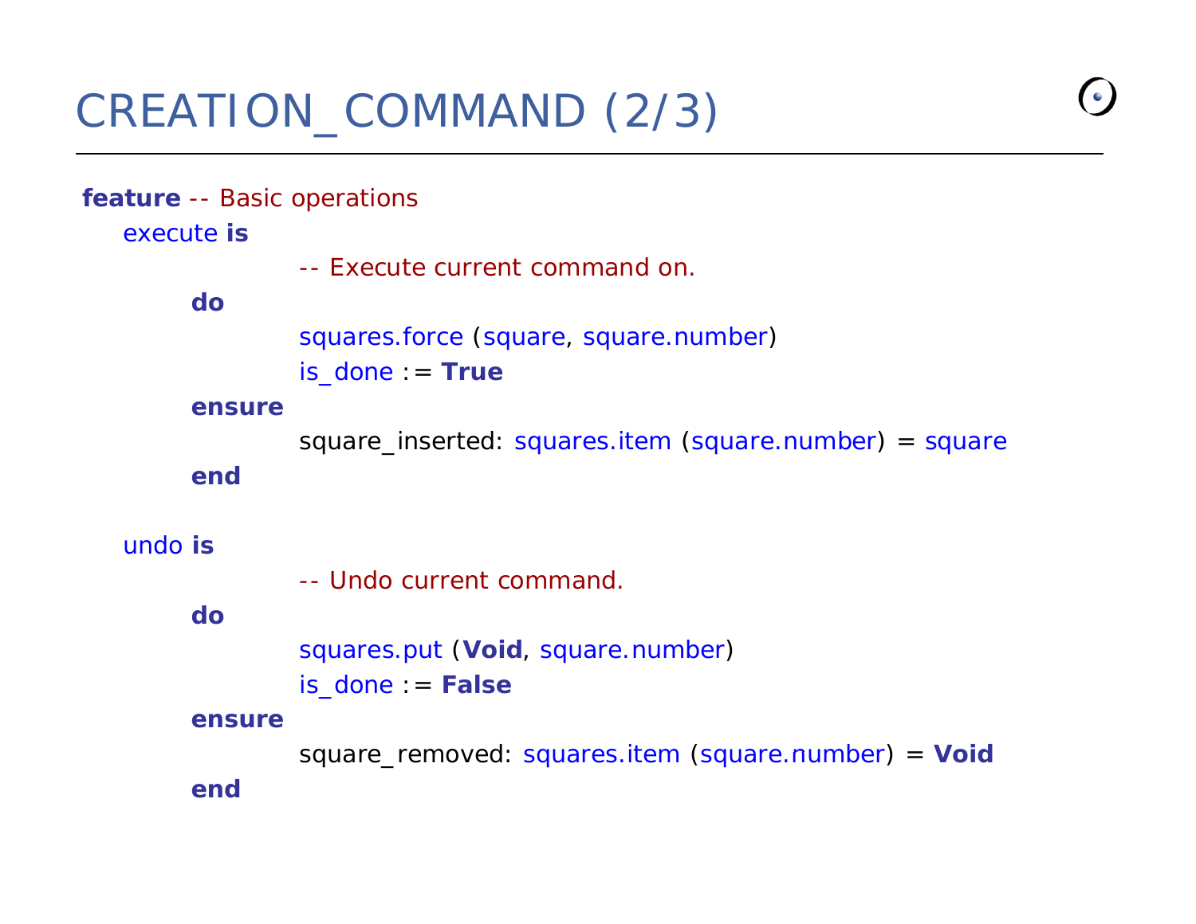# CREATION_COMMAND (2/3)

```
feature -- Basic operations
    execute is
                -- Execute current command on.
        do
                squares.force (square, square.number)
                is_done := True
        ensure
                square_inserted: squares.item (square.number) = square
        end

    undo is
                -- Undo current command.
        do
                squares.put (Void, square.number)
                is_done := False
        ensure
                square_removed: squares.item (square.number) = Void
        end
```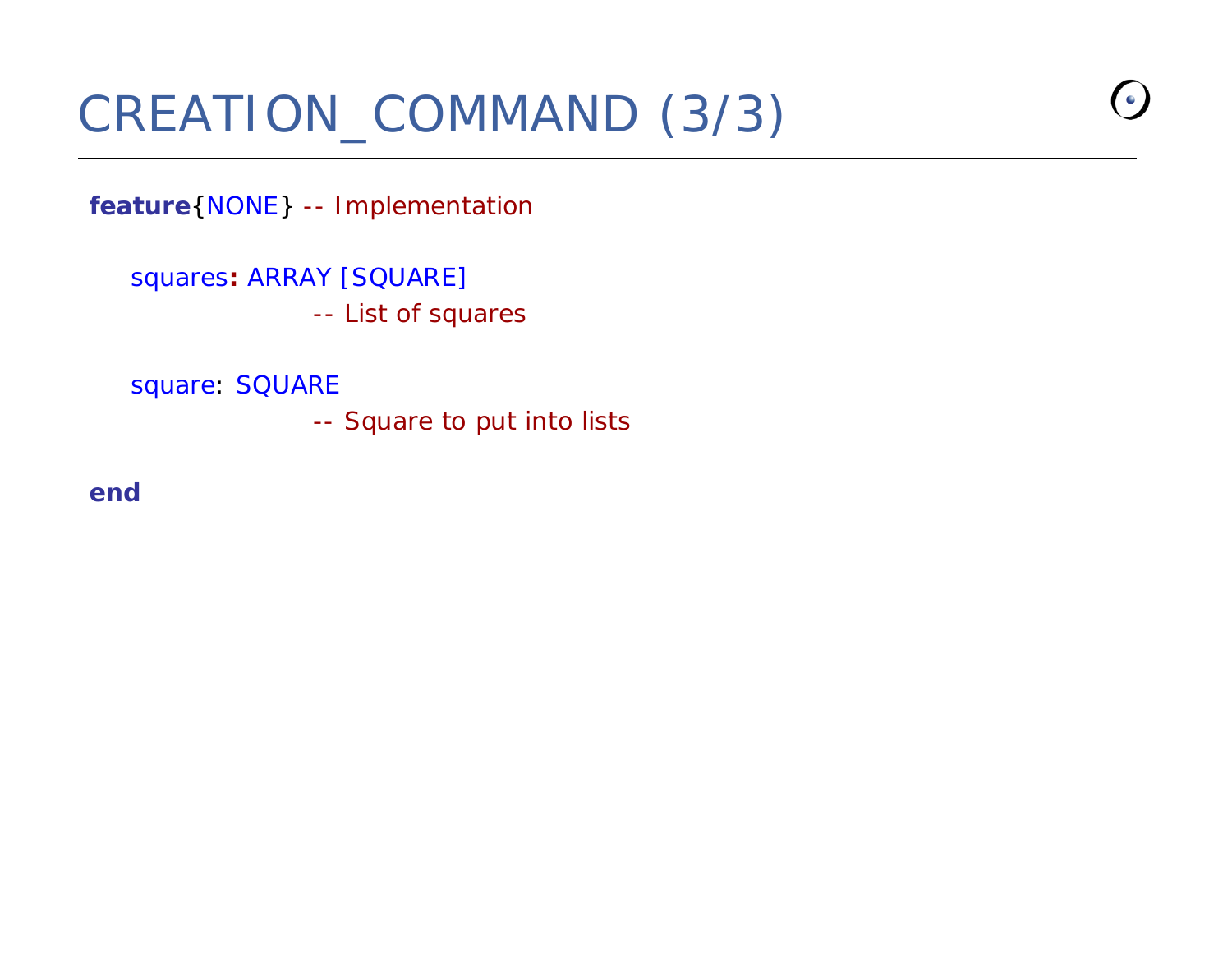# CREATION_COMMAND (3/3)

```
feature{NONE} -- Implementation

    squares: ARRAY [SQUARE]
                    -- List of squares

    square: SQUARE
                    -- Square to put into lists

end
```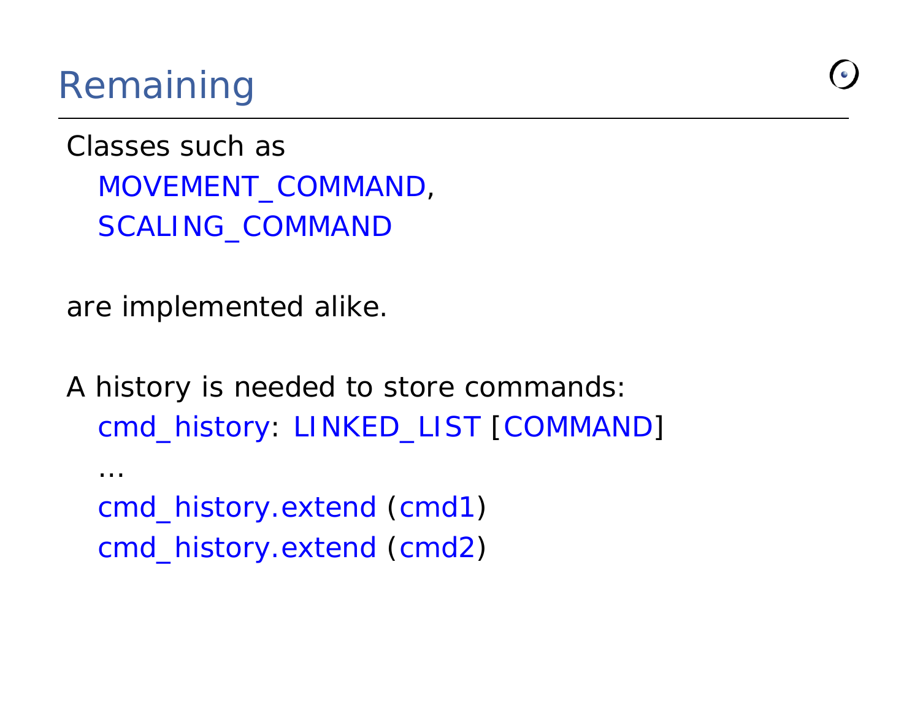# Remaining

Classes such as

MOVEMENT_COMMAND,
SCALING_COMMAND

are implemented alike.

A history is needed to store commands:

```
cmd_history: LINKED_LIST [COMMAND]
…
cmd_history.extend (cmd1)
cmd_history.extend (cmd2)
```